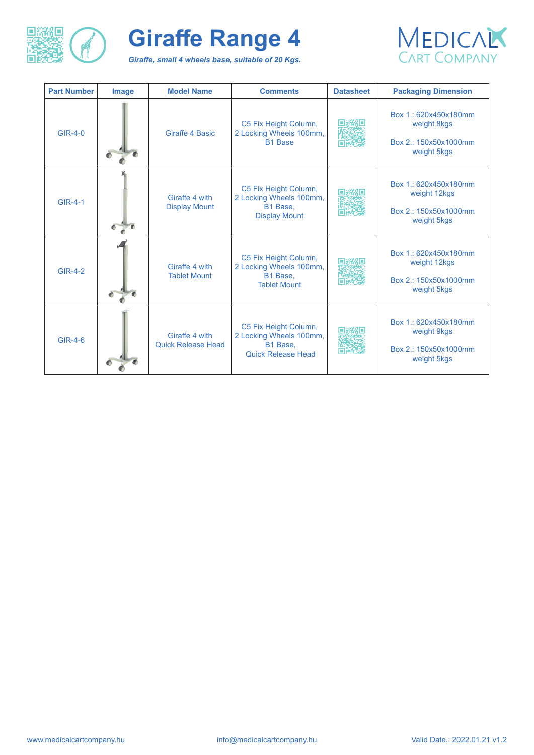# Giraffe Range 4

*Giraffe, small 4 wheels base, suitable of 20 Kgs.*

MEDICAL CART COMPANY

| Part Number | Image | Model Name | Comments | Datasheet | Packaging Dimension |
|---|---|---|---|---|---|
| GIR-4-0 | | Giraffe 4 Basic | C5 Fix Height Column, 2 Locking Wheels 100mm, B1 Base | | Box 1.: 620x450x180mm weight 8kgs<br><br>Box 2.: 150x50x1000mm weight 5kgs |
| GIR-4-1 | | Giraffe 4 with Display Mount | C5 Fix Height Column, 2 Locking Wheels 100mm, B1 Base, Display Mount | | Box 1.: 620x450x180mm weight 12kgs<br><br>Box 2.: 150x50x1000mm weight 5kgs |
| GIR-4-2 | | Giraffe 4 with Tablet Mount | C5 Fix Height Column, 2 Locking Wheels 100mm, B1 Base, Tablet Mount | | Box 1.: 620x450x180mm weight 12kgs<br><br>Box 2.: 150x50x1000mm weight 5kgs |
| GIR-4-6 | | Giraffe 4 with Quick Release Head | C5 Fix Height Column, 2 Locking Wheels 100mm, B1 Base, Quick Release Head | | Box 1.: 620x450x180mm weight 9kgs<br><br>Box 2.: 150x50x1000mm weight 5kgs |

www.medicalcartcompany.hu info@medicalcartcompany.hu Valid Date.: 2022.01.21 v1.2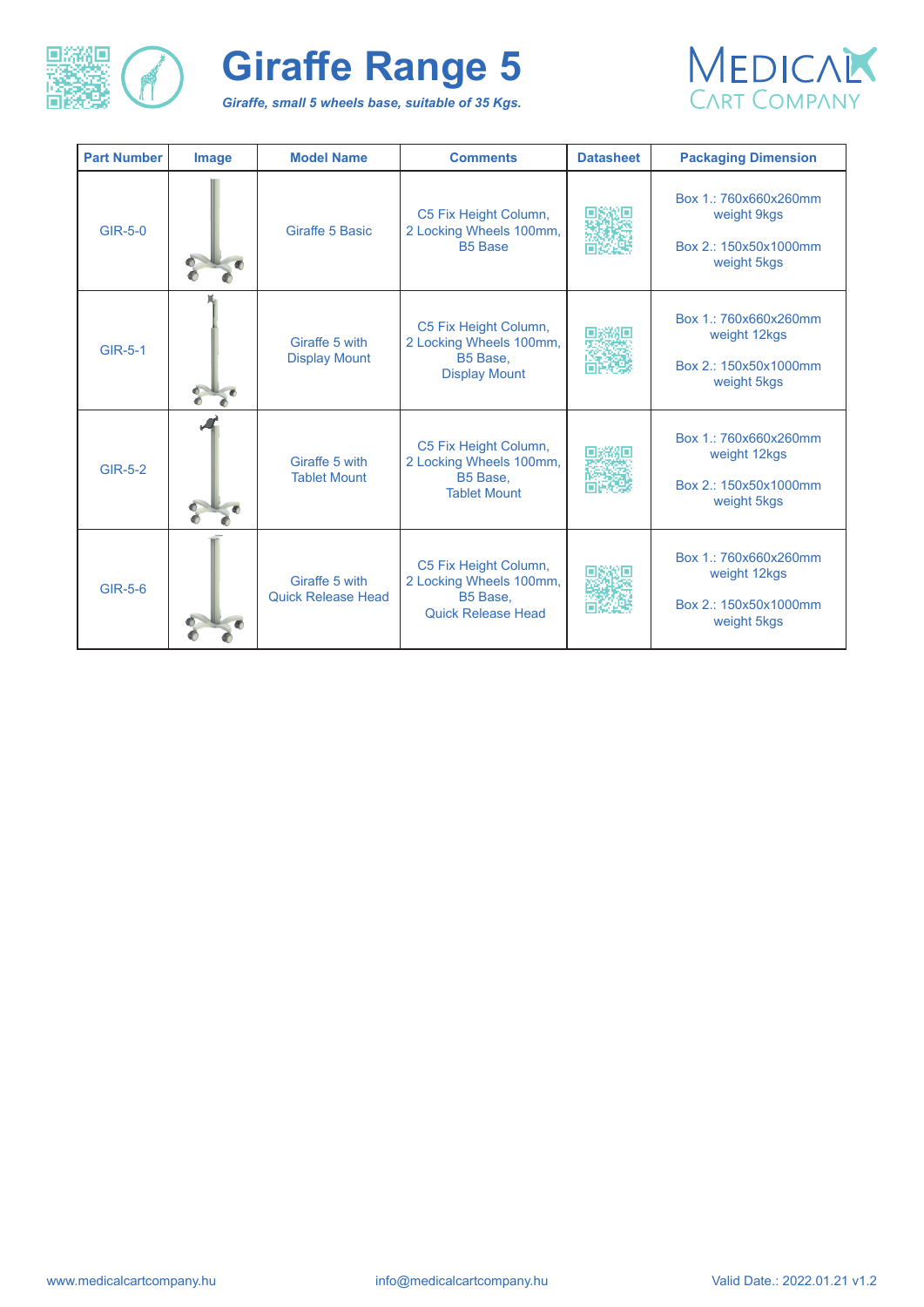# Giraffe Range 5

***Giraffe, small 5 wheels base, suitable of 35 Kgs.***

MEDICAL CART COMPANY

| Part Number | Image | Model Name | Comments | Datasheet | Packaging Dimension |
|---|---|---|---|---|---|
| GIR-5-0 | | Giraffe 5 Basic | C5 Fix Height Column, 2 Locking Wheels 100mm, B5 Base | | Box 1.: 760x660x260mm weight 9kgs<br><br>Box 2.: 150x50x1000mm weight 5kgs |
| GIR-5-1 | | Giraffe 5 with Display Mount | C5 Fix Height Column, 2 Locking Wheels 100mm, B5 Base, Display Mount | | Box 1.: 760x660x260mm weight 12kgs<br><br>Box 2.: 150x50x1000mm weight 5kgs |
| GIR-5-2 | | Giraffe 5 with Tablet Mount | C5 Fix Height Column, 2 Locking Wheels 100mm, B5 Base, Tablet Mount | | Box 1.: 760x660x260mm weight 12kgs<br><br>Box 2.: 150x50x1000mm weight 5kgs |
| GIR-5-6 | | Giraffe 5 with Quick Release Head | C5 Fix Height Column, 2 Locking Wheels 100mm, B5 Base, Quick Release Head | | Box 1.: 760x660x260mm weight 12kgs<br><br>Box 2.: 150x50x1000mm weight 5kgs |

www.medicalcartcompany.hu    info@medicalcartcompany.hu    Valid Date.: 2022.01.21 v1.2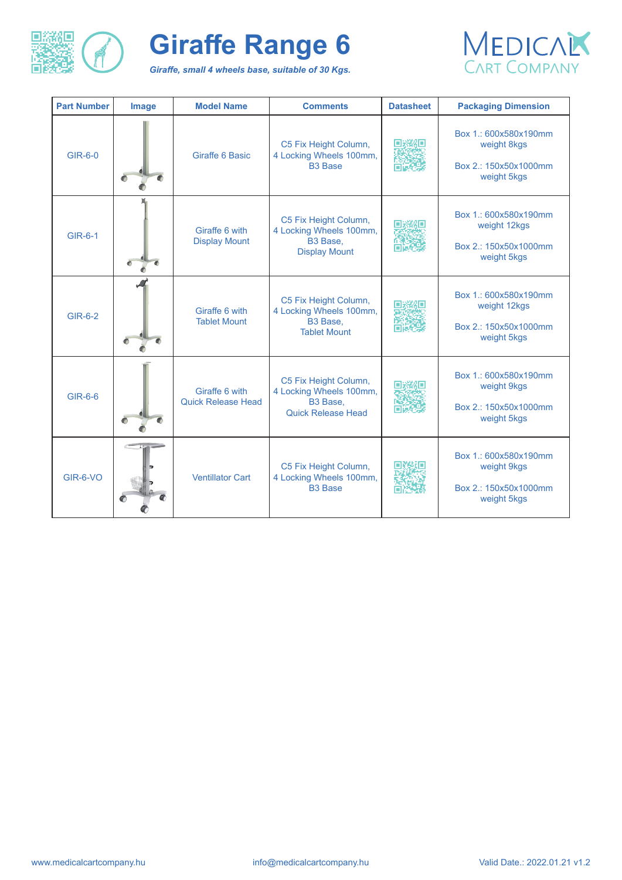# Giraffe Range 6

*Giraffe, small 4 wheels base, suitable of 30 Kgs.*

MEDICAL CART COMPANY

| Part Number | Image | Model Name | Comments | Datasheet | Packaging Dimension |
|---|---|---|---|---|---|
| GIR-6-0 | | Giraffe 6 Basic | C5 Fix Height Column, 4 Locking Wheels 100mm, B3 Base | | Box 1.: 600x580x190mm weight 8kgs<br><br>Box 2.: 150x50x1000mm weight 5kgs |
| GIR-6-1 | | Giraffe 6 with Display Mount | C5 Fix Height Column, 4 Locking Wheels 100mm, B3 Base, Display Mount | | Box 1.: 600x580x190mm weight 12kgs<br><br>Box 2.: 150x50x1000mm weight 5kgs |
| GIR-6-2 | | Giraffe 6 with Tablet Mount | C5 Fix Height Column, 4 Locking Wheels 100mm, B3 Base, Tablet Mount | | Box 1.: 600x580x190mm weight 12kgs<br><br>Box 2.: 150x50x1000mm weight 5kgs |
| GIR-6-6 | | Giraffe 6 with Quick Release Head | C5 Fix Height Column, 4 Locking Wheels 100mm, B3 Base, Quick Release Head | | Box 1.: 600x580x190mm weight 9kgs<br><br>Box 2.: 150x50x1000mm weight 5kgs |
| GIR-6-VO | | Ventillator Cart | C5 Fix Height Column, 4 Locking Wheels 100mm, B3 Base | | Box 1.: 600x580x190mm weight 9kgs<br><br>Box 2.: 150x50x1000mm weight 5kgs |

www.medicalcartcompany.hu info@medicalcartcompany.hu Valid Date.: 2022.01.21 v1.2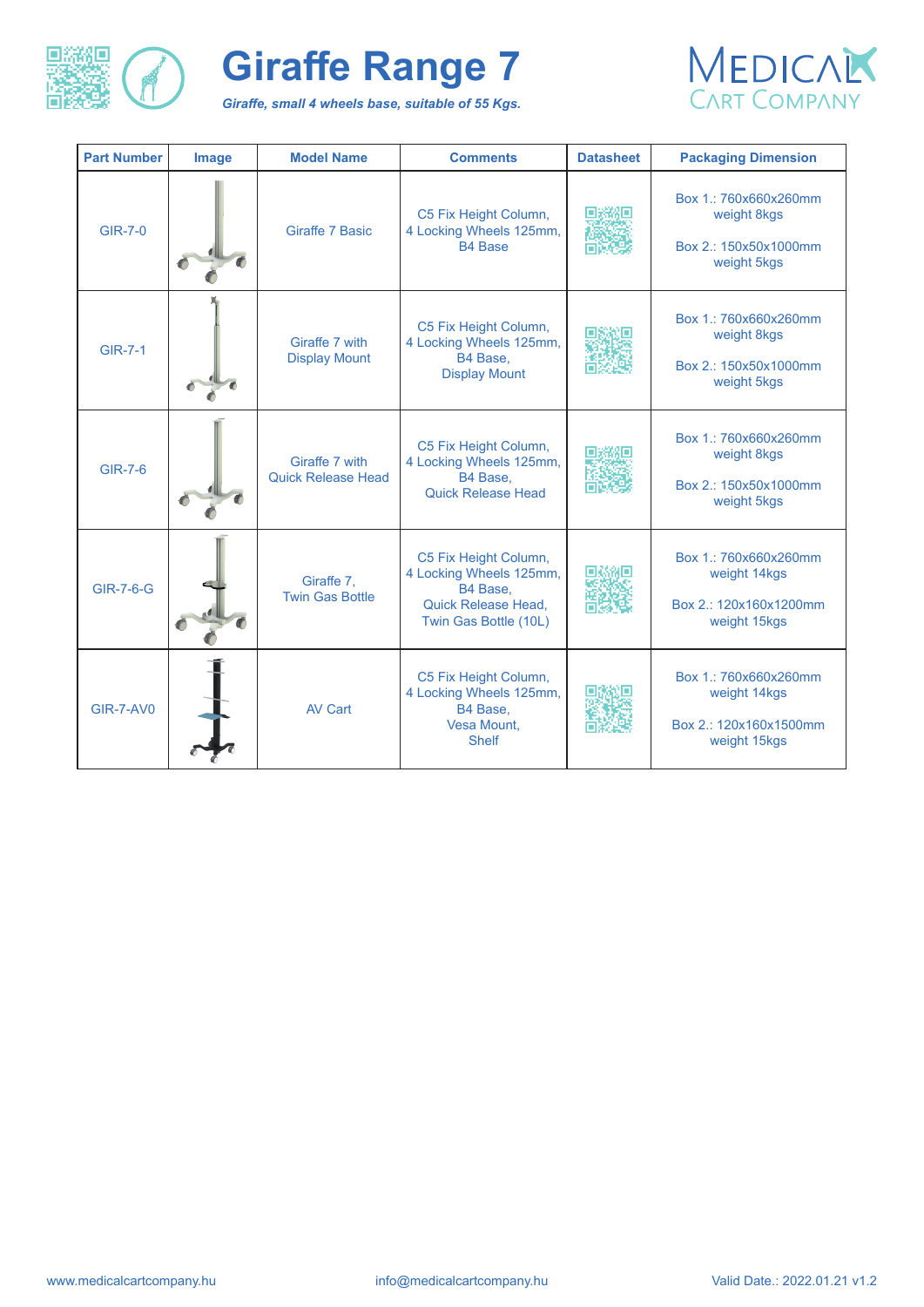# Giraffe Range 7

*Giraffe, small 4 wheels base, suitable of 55 Kgs.*

MEDICAL CART COMPANY

| Part Number | Image | Model Name | Comments | Datasheet | Packaging Dimension |
|---|---|---|---|---|---|
| GIR-7-0 | | Giraffe 7 Basic | C5 Fix Height Column, 4 Locking Wheels 125mm, B4 Base | | Box 1.: 760x660x260mm weight 8kgs<br><br>Box 2.: 150x50x1000mm weight 5kgs |
| GIR-7-1 | | Giraffe 7 with Display Mount | C5 Fix Height Column, 4 Locking Wheels 125mm, B4 Base, Display Mount | | Box 1.: 760x660x260mm weight 8kgs<br><br>Box 2.: 150x50x1000mm weight 5kgs |
| GIR-7-6 | | Giraffe 7 with Quick Release Head | C5 Fix Height Column, 4 Locking Wheels 125mm, B4 Base, Quick Release Head | | Box 1.: 760x660x260mm weight 8kgs<br><br>Box 2.: 150x50x1000mm weight 5kgs |
| GIR-7-6-G | | Giraffe 7, Twin Gas Bottle | C5 Fix Height Column, 4 Locking Wheels 125mm, B4 Base, Quick Release Head, Twin Gas Bottle (10L) | | Box 1.: 760x660x260mm weight 14kgs<br><br>Box 2.: 120x160x1200mm weight 15kgs |
| GIR-7-AV0 | | AV Cart | C5 Fix Height Column, 4 Locking Wheels 125mm, B4 Base, Vesa Mount, Shelf | | Box 1.: 760x660x260mm weight 14kgs<br><br>Box 2.: 120x160x1500mm weight 15kgs |

www.medicalcartcompany.hu info@medicalcartcompany.hu Valid Date.: 2022.01.21 v1.2